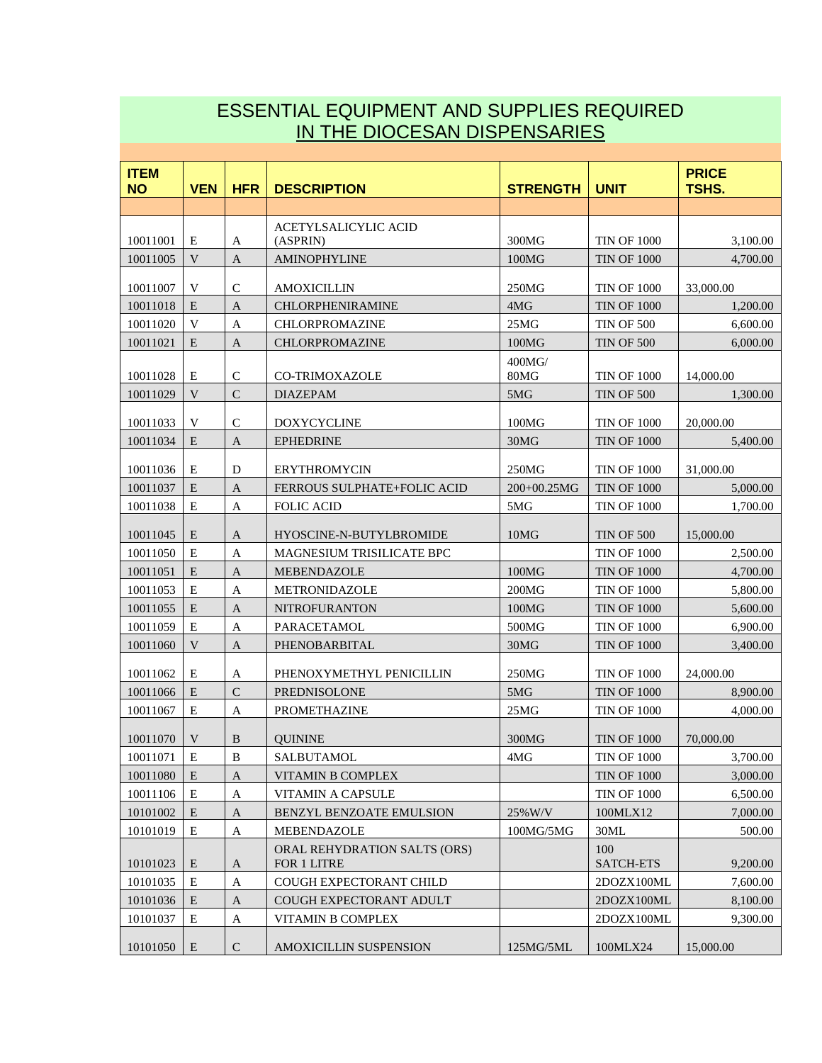# ESSENTIAL EQUIPMENT AND SUPPLIES REQUIRED IN THE DIOCESAN DISPENSARIES

| ITEM NO | VEN | HFR | DESCRIPTION | STRENGTH | UNIT | PRICE TSHS. |
|---|---|---|---|---|---|---|
| | | | | | | |
| 10011001 | E | A | ACETYLSALICYLIC ACID (ASPRIN) | 300MG | TIN OF 1000 | 3,100.00 |
| 10011005 | V | A | AMINOPHYLINE | 100MG | TIN OF 1000 | 4,700.00 |
| 10011007 | V | C | AMOXICILLIN | 250MG | TIN OF 1000 | 33,000.00 |
| 10011018 | E | A | CHLORPHENIRAMINE | 4MG | TIN OF 1000 | 1,200.00 |
| 10011020 | V | A | CHLORPROMAZINE | 25MG | TIN OF 500 | 6,600.00 |
| 10011021 | E | A | CHLORPROMAZINE | 100MG | TIN OF 500 | 6,000.00 |
| 10011028 | E | C | CO-TRIMOXAZOLE | 400MG/ 80MG | TIN OF 1000 | 14,000.00 |
| 10011029 | V | C | DIAZEPAM | 5MG | TIN OF 500 | 1,300.00 |
| 10011033 | V | C | DOXYCYCLINE | 100MG | TIN OF 1000 | 20,000.00 |
| 10011034 | E | A | EPHEDRINE | 30MG | TIN OF 1000 | 5,400.00 |
| 10011036 | E | D | ERYTHROMYCIN | 250MG | TIN OF 1000 | 31,000.00 |
| 10011037 | E | A | FERROUS SULPHATE+FOLIC ACID | 200+00.25MG | TIN OF 1000 | 5,000.00 |
| 10011038 | E | A | FOLIC ACID | 5MG | TIN OF 1000 | 1,700.00 |
| 10011045 | E | A | HYOSCINE-N-BUTYLBROMIDE | 10MG | TIN OF 500 | 15,000.00 |
| 10011050 | E | A | MAGNESIUM TRISILICATE BPC | | TIN OF 1000 | 2,500.00 |
| 10011051 | E | A | MEBENDAZOLE | 100MG | TIN OF 1000 | 4,700.00 |
| 10011053 | E | A | METRONIDAZOLE | 200MG | TIN OF 1000 | 5,800.00 |
| 10011055 | E | A | NITROFURANTON | 100MG | TIN OF 1000 | 5,600.00 |
| 10011059 | E | A | PARACETAMOL | 500MG | TIN OF 1000 | 6,900.00 |
| 10011060 | V | A | PHENOBARBITAL | 30MG | TIN OF 1000 | 3,400.00 |
| 10011062 | E | A | PHENOXYMETHYL PENICILLIN | 250MG | TIN OF 1000 | 24,000.00 |
| 10011066 | E | C | PREDNISOLONE | 5MG | TIN OF 1000 | 8,900.00 |
| 10011067 | E | A | PROMETHAZINE | 25MG | TIN OF 1000 | 4,000.00 |
| 10011070 | V | B | QUININE | 300MG | TIN OF 1000 | 70,000.00 |
| 10011071 | E | B | SALBUTAMOL | 4MG | TIN OF 1000 | 3,700.00 |
| 10011080 | E | A | VITAMIN B COMPLEX | | TIN OF 1000 | 3,000.00 |
| 10011106 | E | A | VITAMIN A CAPSULE | | TIN OF 1000 | 6,500.00 |
| 10101002 | E | A | BENZYL BENZOATE EMULSION | 25%W/V | 100MLX12 | 7,000.00 |
| 10101019 | E | A | MEBENDAZOLE | 100MG/5MG | 30ML | 500.00 |
| 10101023 | E | A | ORAL REHYDRATION SALTS (ORS) FOR 1 LITRE | | 100 SATCH-ETS | 9,200.00 |
| 10101035 | E | A | COUGH EXPECTORANT CHILD | | 2DOZX100ML | 7,600.00 |
| 10101036 | E | A | COUGH EXPECTORANT ADULT | | 2DOZX100ML | 8,100.00 |
| 10101037 | E | A | VITAMIN B COMPLEX | | 2DOZX100ML | 9,300.00 |
| 10101050 | E | C | AMOXICILLIN SUSPENSION | 125MG/5ML | 100MLX24 | 15,000.00 |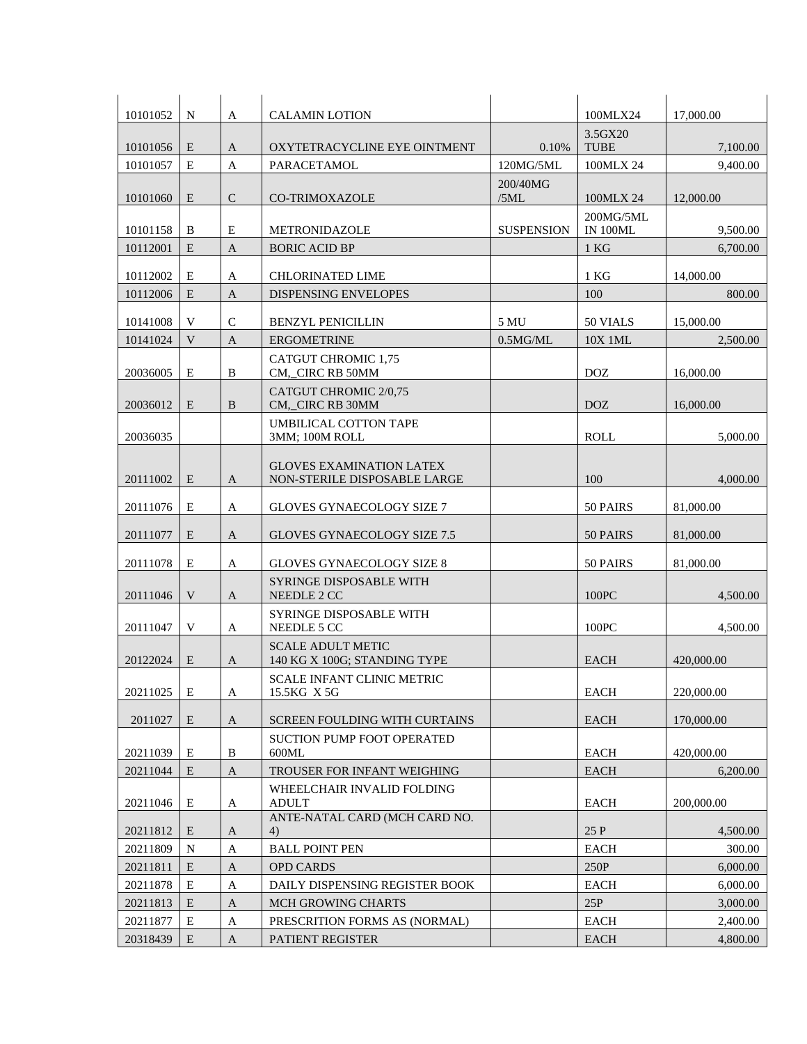| | | | | | | |
|---|---|---|---|---|---|---|
| 10101052 | N | A | CALAMIN LOTION | | 100MLX24 | 17,000.00 |
| 10101056 | E | A | OXYTETRACYCLINE EYE OINTMENT | 0.10% | 3.5GX20 TUBE | 7,100.00 |
| 10101057 | E | A | PARACETAMOL | 120MG/5ML | 100MLX 24 | 9,400.00 |
| 10101060 | E | C | CO-TRIMOXAZOLE | 200/40MG /5ML | 100MLX 24 | 12,000.00 |
| 10101158 | B | E | METRONIDAZOLE | SUSPENSION | 200MG/5ML IN 100ML | 9,500.00 |
| 10112001 | E | A | BORIC ACID BP | | 1 KG | 6,700.00 |
| 10112002 | E | A | CHLORINATED LIME | | 1 KG | 14,000.00 |
| 10112006 | E | A | DISPENSING ENVELOPES | | 100 | 800.00 |
| 10141008 | V | C | BENZYL PENICILLIN | 5 MU | 50 VIALS | 15,000.00 |
| 10141024 | V | A | ERGOMETRINE | 0.5MG/ML | 10X 1ML | 2,500.00 |
| 20036005 | E | B | CATGUT CHROMIC 1,75 CM,_CIRC RB 50MM | | DOZ | 16,000.00 |
| 20036012 | E | B | CATGUT CHROMIC 2/0,75 CM,_CIRC RB 30MM | | DOZ | 16,000.00 |
| 20036035 | | | UMBILICAL COTTON TAPE 3MM; 100M ROLL | | ROLL | 5,000.00 |
| 20111002 | E | A | GLOVES EXAMINATION LATEX NON-STERILE DISPOSABLE LARGE | | 100 | 4,000.00 |
| 20111076 | E | A | GLOVES GYNAECOLOGY SIZE 7 | | 50 PAIRS | 81,000.00 |
| 20111077 | E | A | GLOVES GYNAECOLOGY SIZE 7.5 | | 50 PAIRS | 81,000.00 |
| 20111078 | E | A | GLOVES GYNAECOLOGY SIZE 8 | | 50 PAIRS | 81,000.00 |
| 20111046 | V | A | SYRINGE DISPOSABLE WITH NEEDLE 2 CC | | 100PC | 4,500.00 |
| 20111047 | V | A | SYRINGE DISPOSABLE WITH NEEDLE 5 CC | | 100PC | 4,500.00 |
| 20122024 | E | A | SCALE ADULT METIC 140 KG X 100G; STANDING TYPE | | EACH | 420,000.00 |
| 20211025 | E | A | SCALE INFANT CLINIC METRIC 15.5KG X 5G | | EACH | 220,000.00 |
| 2011027 | E | A | SCREEN FOULDING WITH CURTAINS | | EACH | 170,000.00 |
| 20211039 | E | B | SUCTION PUMP FOOT OPERATED 600ML | | EACH | 420,000.00 |
| 20211044 | E | A | TROUSER FOR INFANT WEIGHING | | EACH | 6,200.00 |
| 20211046 | E | A | WHEELCHAIR INVALID FOLDING ADULT | | EACH | 200,000.00 |
| 20211812 | E | A | ANTE-NATAL CARD (MCH CARD NO. 4) | | 25 P | 4,500.00 |
| 20211809 | N | A | BALL POINT PEN | | EACH | 300.00 |
| 20211811 | E | A | OPD CARDS | | 250P | 6,000.00 |
| 20211878 | E | A | DAILY DISPENSING REGISTER BOOK | | EACH | 6,000.00 |
| 20211813 | E | A | MCH GROWING CHARTS | | 25P | 3,000.00 |
| 20211877 | E | A | PRESCRITION FORMS AS (NORMAL) | | EACH | 2,400.00 |
| 20318439 | E | A | PATIENT REGISTER | | EACH | 4,800.00 |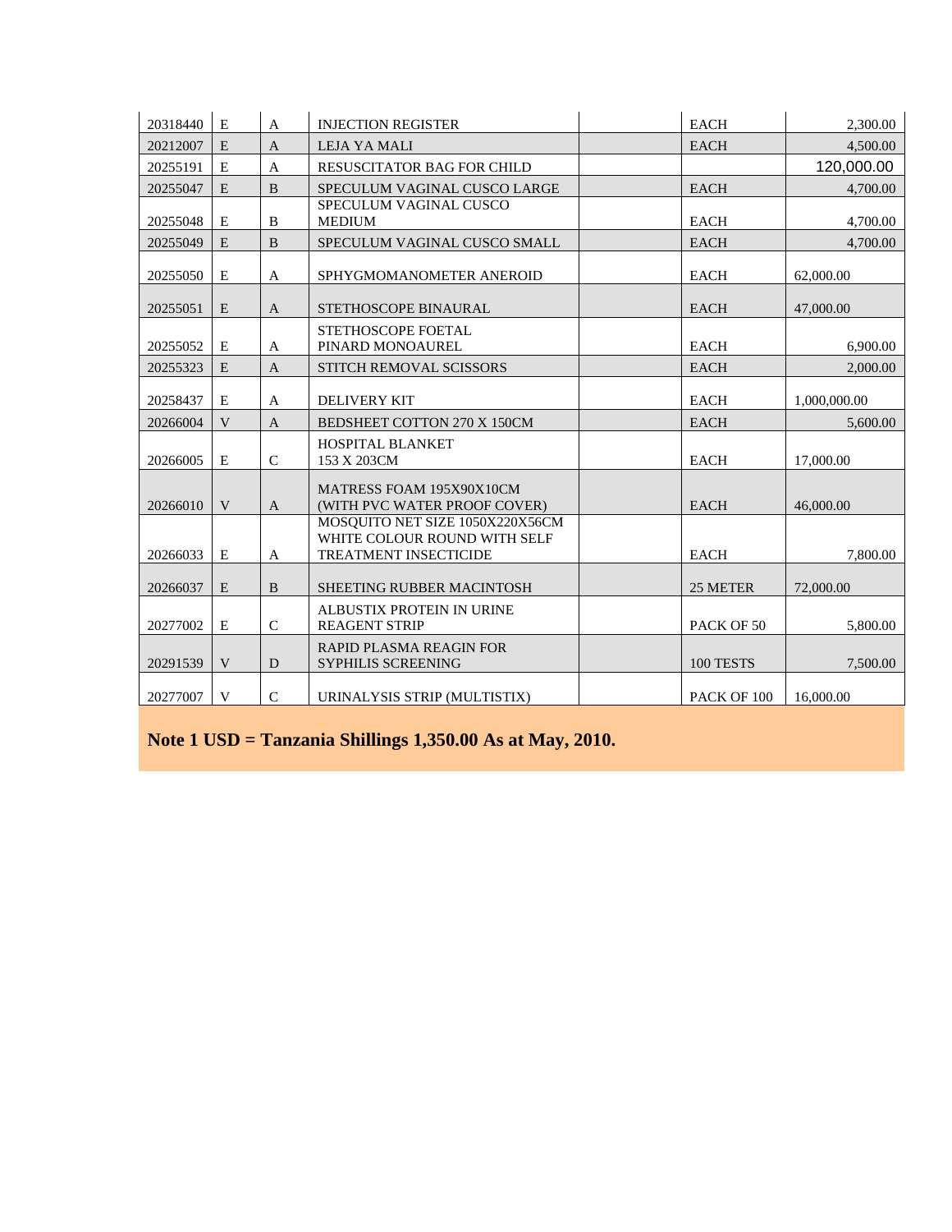| | | | | | | |
|---|---|---|---|---|---|---|
| 20318440 | E | A | INJECTION REGISTER | | EACH | 2,300.00 |
| 20212007 | E | A | LEJA YA MALI | | EACH | 4,500.00 |
| 20255191 | E | A | RESUSCITATOR BAG FOR CHILD | | | 120,000.00 |
| 20255047 | E | B | SPECULUM VAGINAL CUSCO LARGE | | EACH | 4,700.00 |
| 20255048 | E | B | SPECULUM VAGINAL CUSCO MEDIUM | | EACH | 4,700.00 |
| 20255049 | E | B | SPECULUM VAGINAL CUSCO SMALL | | EACH | 4,700.00 |
| 20255050 | E | A | SPHYGMOMANOMETER ANEROID | | EACH | 62,000.00 |
| 20255051 | E | A | STETHOSCOPE BINAURAL | | EACH | 47,000.00 |
| 20255052 | E | A | STETHOSCOPE FOETAL PINARD MONOAUREL | | EACH | 6,900.00 |
| 20255323 | E | A | STITCH REMOVAL SCISSORS | | EACH | 2,000.00 |
| 20258437 | E | A | DELIVERY KIT | | EACH | 1,000,000.00 |
| 20266004 | V | A | BEDSHEET COTTON 270 X 150CM | | EACH | 5,600.00 |
| 20266005 | E | C | HOSPITAL BLANKET 153 X 203CM | | EACH | 17,000.00 |
| 20266010 | V | A | MATRESS FOAM 195X90X10CM (WITH PVC WATER PROOF COVER) | | EACH | 46,000.00 |
| 20266033 | E | A | MOSQUITO NET SIZE 1050X220X56CM WHITE COLOUR ROUND WITH SELF TREATMENT INSECTICIDE | | EACH | 7,800.00 |
| 20266037 | E | B | SHEETING RUBBER MACINTOSH | | 25 METER | 72,000.00 |
| 20277002 | E | C | ALBUSTIX PROTEIN IN URINE REAGENT STRIP | | PACK OF 50 | 5,800.00 |
| 20291539 | V | D | RAPID PLASMA REAGIN FOR SYPHILIS SCREENING | | 100 TESTS | 7,500.00 |
| 20277007 | V | C | URINALYSIS STRIP (MULTISTIX) | | PACK OF 100 | 16,000.00 |

**Note 1 USD = Tanzania Shillings 1,350.00 As at May, 2010.**